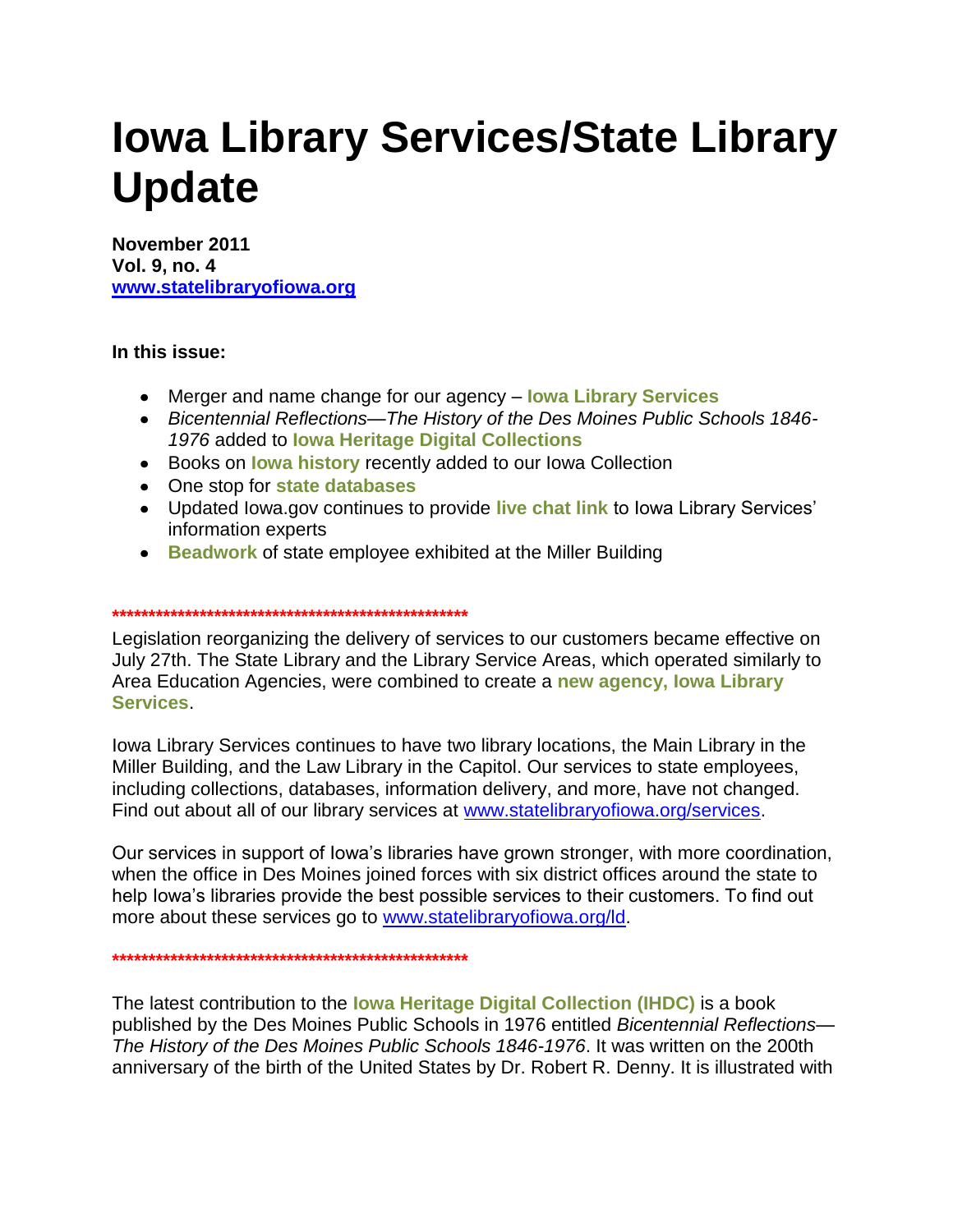# Iowa Library Services/State Library Update

**November 2011**
**Vol. 9, no. 4**
**www.statelibraryofiowa.org**

**In this issue:**

- Merger and name change for our agency – **Iowa Library Services**
- *Bicentennial Reflections—The History of the Des Moines Public Schools 1846-1976* added to **Iowa Heritage Digital Collections**
- Books on **Iowa history** recently added to our Iowa Collection
- One stop for **state databases**
- Updated Iowa.gov continues to provide **live chat link** to Iowa Library Services' information experts
- **Beadwork** of state employee exhibited at the Miller Building

**\*\*\*\*\*\*\*\*\*\*\*\*\*\*\*\*\*\*\*\*\*\*\*\*\*\*\*\*\*\*\*\*\*\*\*\*\*\*\*\*\*\*\*\*\*\*\*\*\*\*\*\*\*\***

Legislation reorganizing the delivery of services to our customers became effective on July 27th. The State Library and the Library Service Areas, which operated similarly to Area Education Agencies, were combined to create a **new agency, Iowa Library Services**.

Iowa Library Services continues to have two library locations, the Main Library in the Miller Building, and the Law Library in the Capitol. Our services to state employees, including collections, databases, information delivery, and more, have not changed. Find out about all of our library services at www.statelibraryofiowa.org/services.

Our services in support of Iowa's libraries have grown stronger, with more coordination, when the office in Des Moines joined forces with six district offices around the state to help Iowa's libraries provide the best possible services to their customers. To find out more about these services go to www.statelibraryofiowa.org/ld.

**\*\*\*\*\*\*\*\*\*\*\*\*\*\*\*\*\*\*\*\*\*\*\*\*\*\*\*\*\*\*\*\*\*\*\*\*\*\*\*\*\*\*\*\*\*\*\*\*\*\*\*\*\*\***

The latest contribution to the **Iowa Heritage Digital Collection (IHDC)** is a book published by the Des Moines Public Schools in 1976 entitled *Bicentennial Reflections—The History of the Des Moines Public Schools 1846-1976*. It was written on the 200th anniversary of the birth of the United States by Dr. Robert R. Denny. It is illustrated with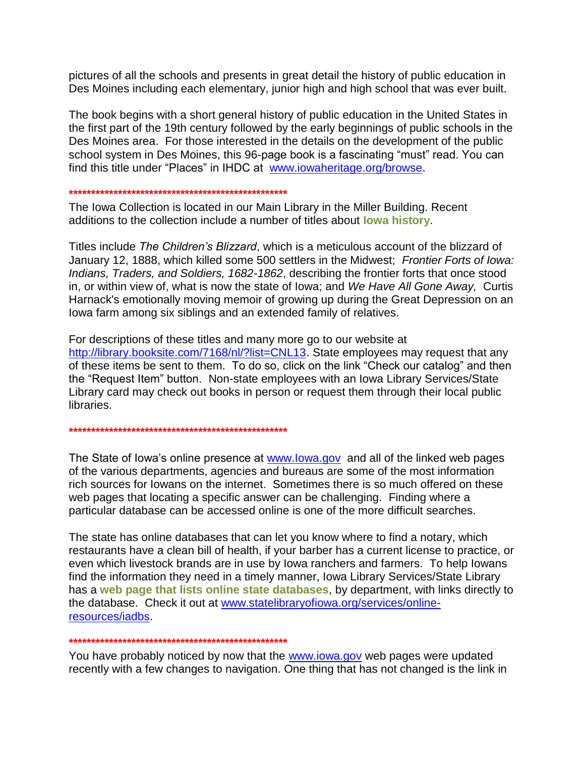pictures of all the schools and presents in great detail the history of public education in Des Moines including each elementary, junior high and high school that was ever built.

The book begins with a short general history of public education in the United States in the first part of the 19th century followed by the early beginnings of public schools in the Des Moines area. For those interested in the details on the development of the public school system in Des Moines, this 96-page book is a fascinating "must" read. You can find this title under "Places" in IHDC at [www.iowaheritage.org/browse](www.iowaheritage.org/browse).

**\*\*\*\*\*\*\*\*\*\*\*\*\*\*\*\*\*\*\*\*\*\*\*\*\*\*\*\*\*\*\*\*\*\*\*\*\*\*\*\*\*\*\*\*\*\*\*\*\*\*\*\***

The Iowa Collection is located in our Main Library in the Miller Building. Recent additions to the collection include a number of titles about **Iowa history**.

Titles include *The Children's Blizzard*, which is a meticulous account of the blizzard of January 12, 1888, which killed some 500 settlers in the Midwest; *Frontier Forts of Iowa: Indians, Traders, and Soldiers, 1682-1862*, describing the frontier forts that once stood in, or within view of, what is now the state of Iowa; and *We Have All Gone Away,* Curtis Harnack's emotionally moving memoir of growing up during the Great Depression on an Iowa farm among six siblings and an extended family of relatives.

For descriptions of these titles and many more go to our website at [http://library.booksite.com/7168/nl/?list=CNL13](http://library.booksite.com/7168/nl/?list=CNL13). State employees may request that any of these items be sent to them. To do so, click on the link "Check our catalog" and then the "Request Item" button. Non-state employees with an Iowa Library Services/State Library card may check out books in person or request them through their local public libraries.

**\*\*\*\*\*\*\*\*\*\*\*\*\*\*\*\*\*\*\*\*\*\*\*\*\*\*\*\*\*\*\*\*\*\*\*\*\*\*\*\*\*\*\*\*\*\*\*\*\*\*\*\***

The State of Iowa's online presence at [www.Iowa.gov](www.Iowa.gov) and all of the linked web pages of the various departments, agencies and bureaus are some of the most information rich sources for Iowans on the internet. Sometimes there is so much offered on these web pages that locating a specific answer can be challenging. Finding where a particular database can be accessed online is one of the more difficult searches.

The state has online databases that can let you know where to find a notary, which restaurants have a clean bill of health, if your barber has a current license to practice, or even which livestock brands are in use by Iowa ranchers and farmers. To help Iowans find the information they need in a timely manner, Iowa Library Services/State Library has a **web page that lists online state databases**, by department, with links directly to the database. Check it out at [www.statelibraryofiowa.org/services/online-resources/iadbs](www.statelibraryofiowa.org/services/online-resources/iadbs).

**\*\*\*\*\*\*\*\*\*\*\*\*\*\*\*\*\*\*\*\*\*\*\*\*\*\*\*\*\*\*\*\*\*\*\*\*\*\*\*\*\*\*\*\*\*\*\*\*\*\*\*\***

You have probably noticed by now that the [www.iowa.gov](www.iowa.gov) web pages were updated recently with a few changes to navigation. One thing that has not changed is the link in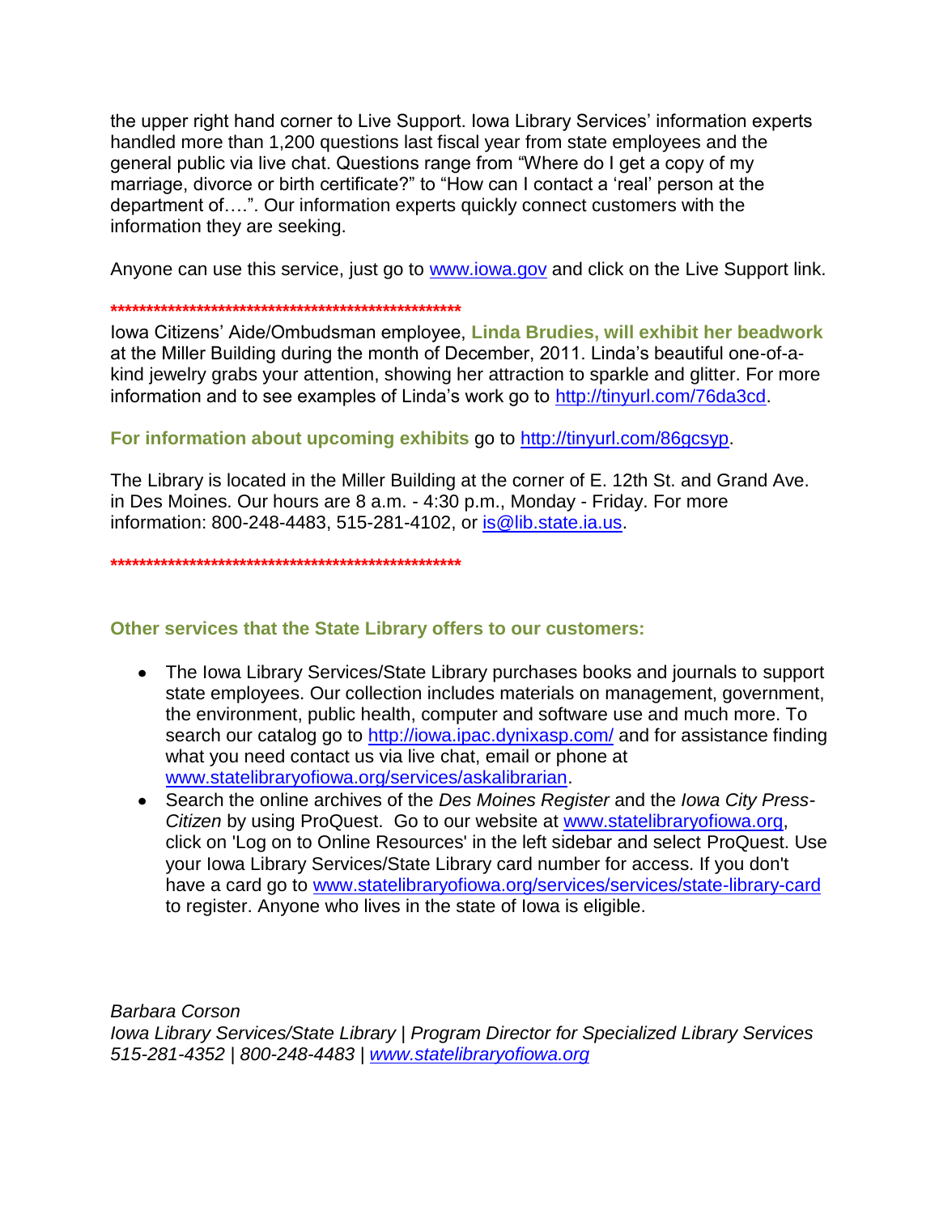the upper right hand corner to Live Support. Iowa Library Services' information experts handled more than 1,200 questions last fiscal year from state employees and the general public via live chat. Questions range from "Where do I get a copy of my marriage, divorce or birth certificate?" to "How can I contact a 'real' person at the department of….". Our information experts quickly connect customers with the information they are seeking.

Anyone can use this service, just go to www.iowa.gov and click on the Live Support link.

****************************************************

Iowa Citizens' Aide/Ombudsman employee, **Linda Brudies, will exhibit her beadwork** at the Miller Building during the month of December, 2011. Linda's beautiful one-of-a-kind jewelry grabs your attention, showing her attraction to sparkle and glitter. For more information and to see examples of Linda's work go to http://tinyurl.com/76da3cd.

**For information about upcoming exhibits** go to http://tinyurl.com/86gcsyp.

The Library is located in the Miller Building at the corner of E. 12th St. and Grand Ave. in Des Moines. Our hours are 8 a.m. - 4:30 p.m., Monday - Friday. For more information: 800-248-4483, 515-281-4102, or is@lib.state.ia.us.

****************************************************

**Other services that the State Library offers to our customers:**

- The Iowa Library Services/State Library purchases books and journals to support state employees. Our collection includes materials on management, government, the environment, public health, computer and software use and much more. To search our catalog go to http://iowa.ipac.dynixasp.com/ and for assistance finding what you need contact us via live chat, email or phone at www.statelibraryofiowa.org/services/askalibrarian.
- Search the online archives of the *Des Moines Register* and the *Iowa City Press-Citizen* by using ProQuest. Go to our website at www.statelibraryofiowa.org, click on 'Log on to Online Resources' in the left sidebar and select ProQuest. Use your Iowa Library Services/State Library card number for access. If you don't have a card go to www.statelibraryofiowa.org/services/services/state-library-card to register. Anyone who lives in the state of Iowa is eligible.

*Barbara Corson*
*Iowa Library Services/State Library | Program Director for Specialized Library Services*
*515-281-4352 | 800-248-4483 | www.statelibraryofiowa.org*